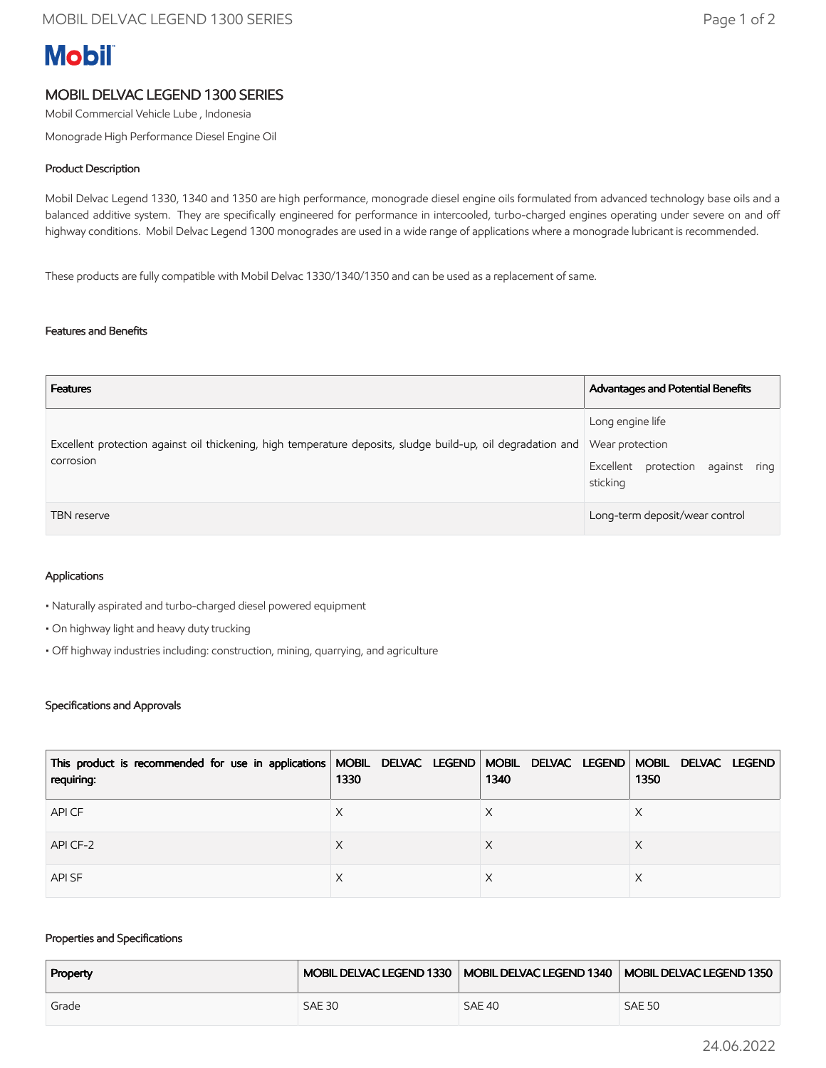# MOBIL DELVAC LEGEND 1300 SERIES

Mobil Commercial Vehicle Lube , Indonesia

Monograde High Performance Diesel Engine Oil

## Product Description

Mobil Delvac Legend 1330, 1340 and 1350 are high performance, monograde diesel engine oils formulated from advanced technology base oils and a balanced additive system. They are specifically engineered for performance in intercooled, turbo-charged engines operating under severe on and off highway conditions. Mobil Delvac Legend 1300 monogrades are used in a wide range of applications where a monograde lubricant is recommended.

These products are fully compatible with Mobil Delvac 1330/1340/1350 and can be used as a replacement of same.

## Features and Benefits

| Features | Advantages and Potential Benefits |
|---|---|
| Excellent protection against oil thickening, high temperature deposits, sludge build-up, oil degradation and corrosion | Long engine life<br>Wear protection<br>Excellent protection against ring sticking |
| TBN reserve | Long-term deposit/wear control |

## Applications

- Naturally aspirated and turbo-charged diesel powered equipment
- On highway light and heavy duty trucking
- Off highway industries including: construction, mining, quarrying, and agriculture

## Specifications and Approvals

| This product is recommended for use in applications requiring: | MOBIL DELVAC LEGEND 1330 | MOBIL DELVAC LEGEND 1340 | MOBIL DELVAC LEGEND 1350 |
|---|---|---|---|
| API CF | X | X | X |
| API CF-2 | X | X | X |
| API SF | X | X | X |

## Properties and Specifications

| Property | MOBIL DELVAC LEGEND 1330 | MOBIL DELVAC LEGEND 1340 | MOBIL DELVAC LEGEND 1350 |
|---|---|---|---|
| Grade | SAE 30 | SAE 40 | SAE 50 |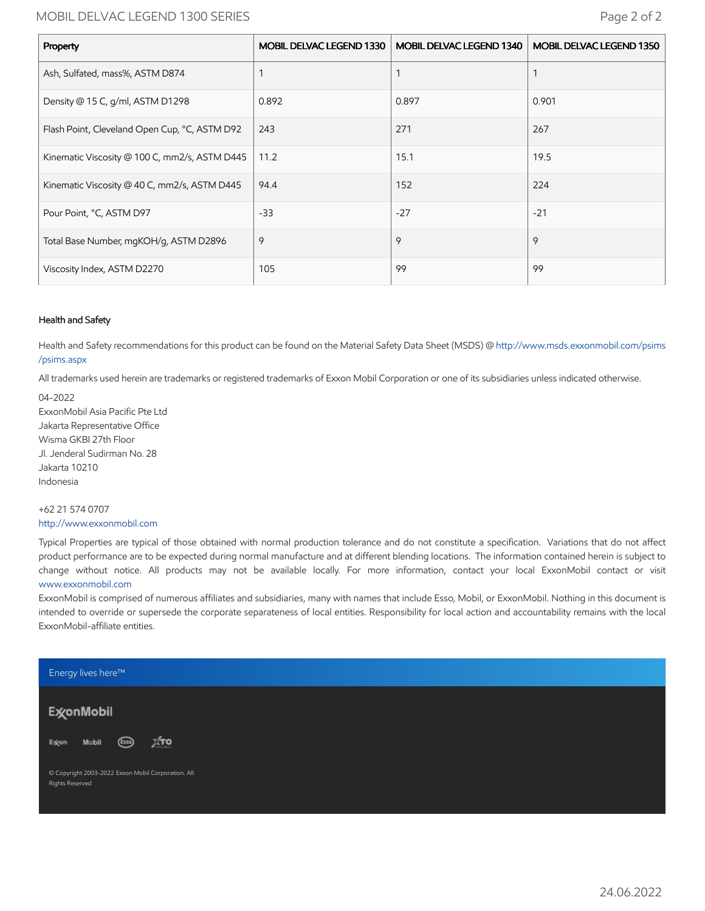| Property | MOBIL DELVAC LEGEND 1330 | MOBIL DELVAC LEGEND 1340 | MOBIL DELVAC LEGEND 1350 |
|---|---|---|---|
| Ash, Sulfated, mass%, ASTM D874 | 1 | 1 | 1 |
| Density @ 15 C, g/ml, ASTM D1298 | 0.892 | 0.897 | 0.901 |
| Flash Point, Cleveland Open Cup, °C, ASTM D92 | 243 | 271 | 267 |
| Kinematic Viscosity @ 100 C, mm2/s, ASTM D445 | 11.2 | 15.1 | 19.5 |
| Kinematic Viscosity @ 40 C, mm2/s, ASTM D445 | 94.4 | 152 | 224 |
| Pour Point, °C, ASTM D97 | -33 | -27 | -21 |
| Total Base Number, mgKOH/g, ASTM D2896 | 9 | 9 | 9 |
| Viscosity Index, ASTM D2270 | 105 | 99 | 99 |

#### Health and Safety

Health and Safety recommendations for this product can be found on the Material Safety Data Sheet (MSDS) @ http://www.msds.exxonmobil.com/psims/psims.aspx

All trademarks used herein are trademarks or registered trademarks of Exxon Mobil Corporation or one of its subsidiaries unless indicated otherwise.

04-2022
ExxonMobil Asia Pacific Pte Ltd
Jakarta Representative Office
Wisma GKBI 27th Floor
Jl. Jenderal Sudirman No. 28
Jakarta 10210
Indonesia

+62 21 574 0707
http://www.exxonmobil.com

Typical Properties are typical of those obtained with normal production tolerance and do not constitute a specification. Variations that do not affect product performance are to be expected during normal manufacture and at different blending locations. The information contained herein is subject to change without notice. All products may not be available locally. For more information, contact your local ExxonMobil contact or visit www.exxonmobil.com

ExxonMobil is comprised of numerous affiliates and subsidiaries, many with names that include Esso, Mobil, or ExxonMobil. Nothing in this document is intended to override or supersede the corporate separateness of local entities. Responsibility for local action and accountability remains with the local ExxonMobil-affiliate entities.

Energy lives here™

ExxonMobil

Exxon Mobil Esso XTO

© Copyright 2003-2022 Exxon Mobil Corporation. All Rights Reserved

24.06.2022